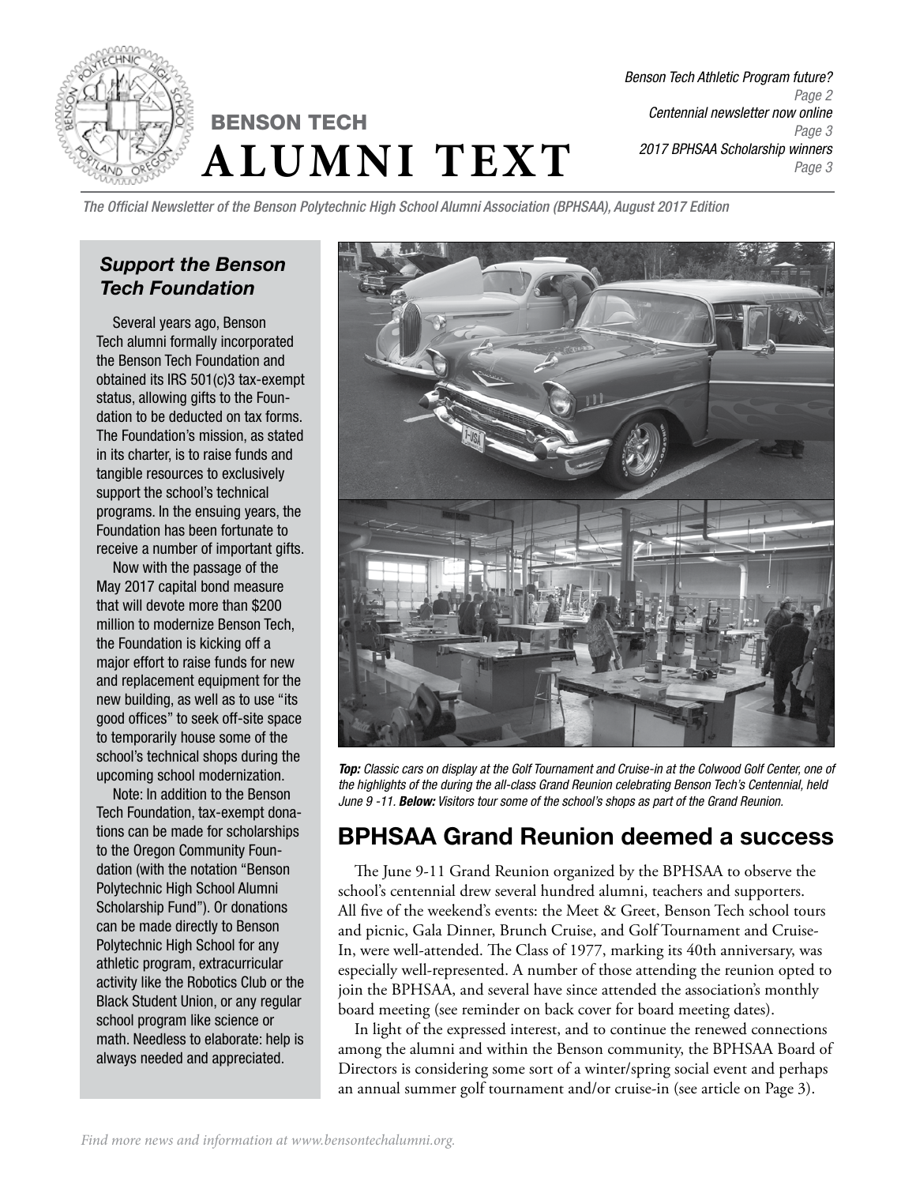# BENSON TECH ALUMNI TEXT

*Benson Tech Athletic Program future? Page 2*
*Centennial newsletter now online Page 3*
*2017 BPHSAA Scholarship winners Page 3*

*The Official Newsletter of the Benson Polytechnic High School Alumni Association (BPHSAA), August 2017 Edition*

## *Support the Benson Tech Foundation*

Several years ago, Benson Tech alumni formally incorporated the Benson Tech Foundation and obtained its IRS 501(c)3 tax-exempt status, allowing gifts to the Foundation to be deducted on tax forms. The Foundation's mission, as stated in its charter, is to raise funds and tangible resources to exclusively support the school's technical programs. In the ensuing years, the Foundation has been fortunate to receive a number of important gifts.

Now with the passage of the May 2017 capital bond measure that will devote more than $200 million to modernize Benson Tech, the Foundation is kicking off a major effort to raise funds for new and replacement equipment for the new building, as well as to use "its good offices" to seek off-site space to temporarily house some of the school's technical shops during the upcoming school modernization.

Note: In addition to the Benson Tech Foundation, tax-exempt donations can be made for scholarships to the Oregon Community Foundation (with the notation "Benson Polytechnic High School Alumni Scholarship Fund"). Or donations can be made directly to Benson Polytechnic High School for any athletic program, extracurricular activity like the Robotics Club or the Black Student Union, or any regular school program like science or math. Needless to elaborate: help is always needed and appreciated.

***Top:*** *Classic cars on display at the Golf Tournament and Cruise-in at the Colwood Golf Center, one of the highlights of the during the all-class Grand Reunion celebrating Benson Tech's Centennial, held June 9 -11.* ***Below:*** *Visitors tour some of the school's shops as part of the Grand Reunion.*

## BPHSAA Grand Reunion deemed a success

The June 9-11 Grand Reunion organized by the BPHSAA to observe the school's centennial drew several hundred alumni, teachers and supporters. All five of the weekend's events: the Meet & Greet, Benson Tech school tours and picnic, Gala Dinner, Brunch Cruise, and Golf Tournament and Cruise-In, were well-attended. The Class of 1977, marking its 40th anniversary, was especially well-represented. A number of those attending the reunion opted to join the BPHSAA, and several have since attended the association's monthly board meeting (see reminder on back cover for board meeting dates).

In light of the expressed interest, and to continue the renewed connections among the alumni and within the Benson community, the BPHSAA Board of Directors is considering some sort of a winter/spring social event and perhaps an annual summer golf tournament and/or cruise-in (see article on Page 3).

*Find more news and information at www.bensontechalumni.org.*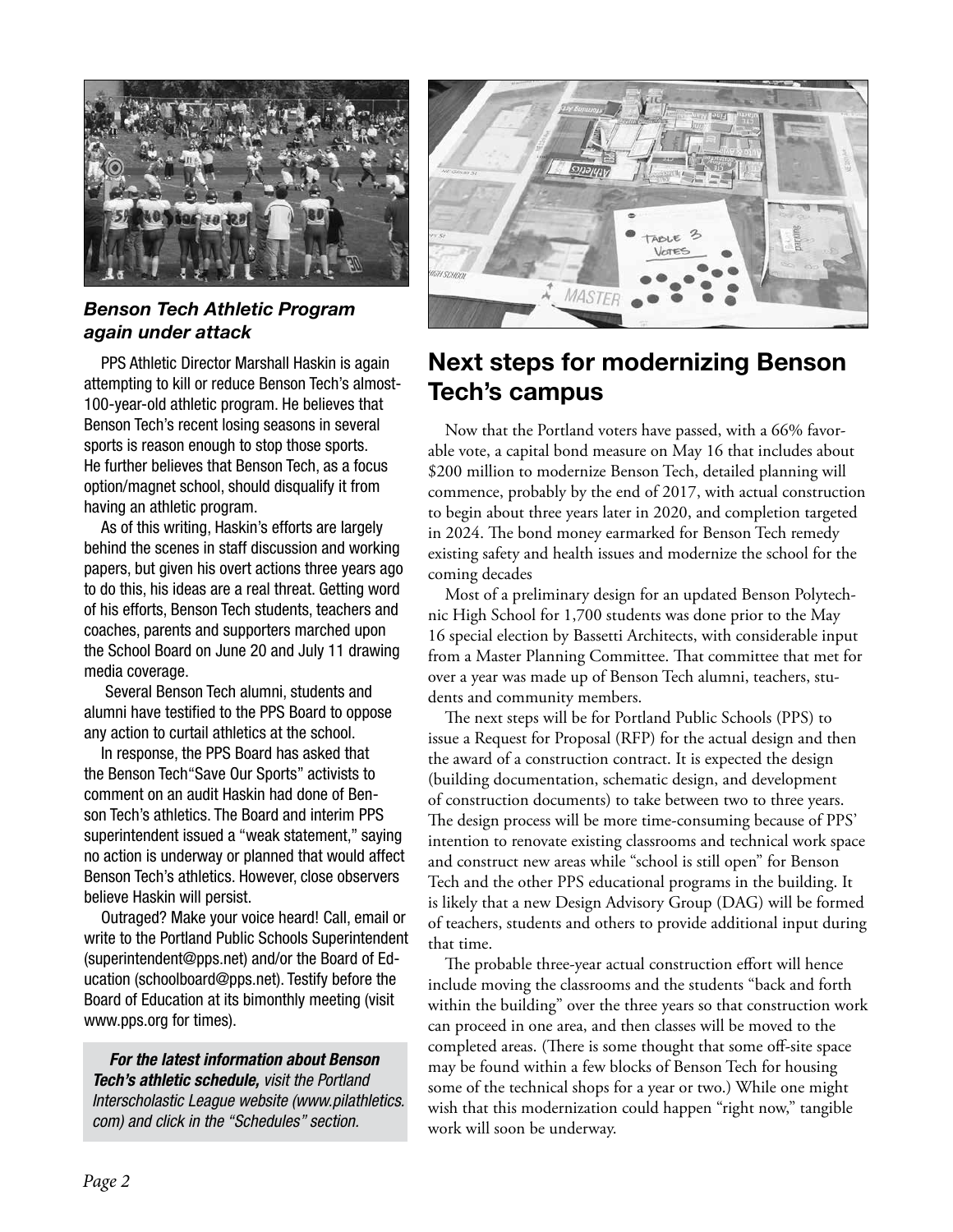### *Benson Tech Athletic Program again under attack*

PPS Athletic Director Marshall Haskin is again attempting to kill or reduce Benson Tech's almost-100-year-old athletic program. He believes that Benson Tech's recent losing seasons in several sports is reason enough to stop those sports. He further believes that Benson Tech, as a focus option/magnet school, should disqualify it from having an athletic program.

As of this writing, Haskin's efforts are largely behind the scenes in staff discussion and working papers, but given his overt actions three years ago to do this, his ideas are a real threat. Getting word of his efforts, Benson Tech students, teachers and coaches, parents and supporters marched upon the School Board on June 20 and July 11 drawing media coverage.

Several Benson Tech alumni, students and alumni have testified to the PPS Board to oppose any action to curtail athletics at the school.

In response, the PPS Board has asked that the Benson Tech"Save Our Sports" activists to comment on an audit Haskin had done of Benson Tech's athletics. The Board and interim PPS superintendent issued a "weak statement," saying no action is underway or planned that would affect Benson Tech's athletics. However, close observers believe Haskin will persist.

Outraged? Make your voice heard! Call, email or write to the Portland Public Schools Superintendent (superintendent@pps.net) and/or the Board of Education (schoolboard@pps.net). Testify before the Board of Education at its bimonthly meeting (visit www.pps.org for times).

***For the latest information about Benson Tech's athletic schedule,*** *visit the Portland Interscholastic League website (www.pilathletics.com) and click in the "Schedules" section.*

## Next steps for modernizing Benson Tech's campus

Now that the Portland voters have passed, with a 66% favorable vote, a capital bond measure on May 16 that includes about $200 million to modernize Benson Tech, detailed planning will commence, probably by the end of 2017, with actual construction to begin about three years later in 2020, and completion targeted in 2024. The bond money earmarked for Benson Tech remedy existing safety and health issues and modernize the school for the coming decades

Most of a preliminary design for an updated Benson Polytechnic High School for 1,700 students was done prior to the May 16 special election by Bassetti Architects, with considerable input from a Master Planning Committee. That committee that met for over a year was made up of Benson Tech alumni, teachers, students and community members.

The next steps will be for Portland Public Schools (PPS) to issue a Request for Proposal (RFP) for the actual design and then the award of a construction contract. It is expected the design (building documentation, schematic design, and development of construction documents) to take between two to three years. The design process will be more time-consuming because of PPS' intention to renovate existing classrooms and technical work space and construct new areas while "school is still open" for Benson Tech and the other PPS educational programs in the building. It is likely that a new Design Advisory Group (DAG) will be formed of teachers, students and others to provide additional input during that time.

The probable three-year actual construction effort will hence include moving the classrooms and the students "back and forth within the building" over the three years so that construction work can proceed in one area, and then classes will be moved to the completed areas. (There is some thought that some off-site space may be found within a few blocks of Benson Tech for housing some of the technical shops for a year or two.) While one might wish that this modernization could happen "right now," tangible work will soon be underway.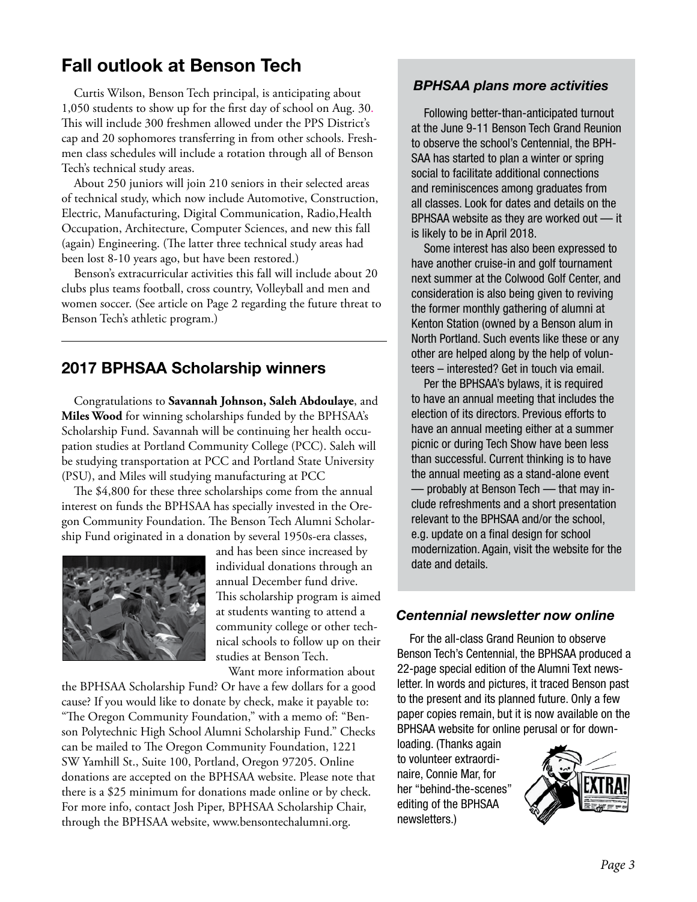## Fall outlook at Benson Tech

Curtis Wilson, Benson Tech principal, is anticipating about 1,050 students to show up for the first day of school on Aug. 30. This will include 300 freshmen allowed under the PPS District's cap and 20 sophomores transferring in from other schools. Freshmen class schedules will include a rotation through all of Benson Tech's technical study areas.

About 250 juniors will join 210 seniors in their selected areas of technical study, which now include Automotive, Construction, Electric, Manufacturing, Digital Communication, Radio,Health Occupation, Architecture, Computer Sciences, and new this fall (again) Engineering. (The latter three technical study areas had been lost 8-10 years ago, but have been restored.)

Benson's extracurricular activities this fall will include about 20 clubs plus teams football, cross country, Volleyball and men and women soccer. (See article on Page 2 regarding the future threat to Benson Tech's athletic program.)

## 2017 BPHSAA Scholarship winners

Congratulations to **Savannah Johnson, Saleh Abdoulaye**, and **Miles Wood** for winning scholarships funded by the BPHSAA's Scholarship Fund. Savannah will be continuing her health occupation studies at Portland Community College (PCC). Saleh will be studying transportation at PCC and Portland State University (PSU), and Miles will studying manufacturing at PCC

The $4,800 for these three scholarships come from the annual interest on funds the BPHSAA has specially invested in the Oregon Community Foundation. The Benson Tech Alumni Scholarship Fund originated in a donation by several 1950s-era classes, and has been since increased by individual donations through an annual December fund drive. This scholarship program is aimed at students wanting to attend a community college or other technical schools to follow up on their studies at Benson Tech.

Want more information about the BPHSAA Scholarship Fund? Or have a few dollars for a good cause? If you would like to donate by check, make it payable to: "The Oregon Community Foundation," with a memo of: "Benson Polytechnic High School Alumni Scholarship Fund." Checks can be mailed to The Oregon Community Foundation, 1221 SW Yamhill St., Suite 100, Portland, Oregon 97205. Online donations are accepted on the BPHSAA website. Please note that there is a $25 minimum for donations made online or by check. For more info, contact Josh Piper, BPHSAA Scholarship Chair, through the BPHSAA website, www.bensontechalumni.org.

### *BPHSAA plans more activities*

Following better-than-anticipated turnout at the June 9-11 Benson Tech Grand Reunion to observe the school's Centennial, the BPHSAA has started to plan a winter or spring social to facilitate additional connections and reminiscences among graduates from all classes. Look for dates and details on the BPHSAA website as they are worked out — it is likely to be in April 2018.

Some interest has also been expressed to have another cruise-in and golf tournament next summer at the Colwood Golf Center, and consideration is also being given to reviving the former monthly gathering of alumni at Kenton Station (owned by a Benson alum in North Portland. Such events like these or any other are helped along by the help of volunteers – interested? Get in touch via email.

Per the BPHSAA's bylaws, it is required to have an annual meeting that includes the election of its directors. Previous efforts to have an annual meeting either at a summer picnic or during Tech Show have been less than successful. Current thinking is to have the annual meeting as a stand-alone event — probably at Benson Tech — that may include refreshments and a short presentation relevant to the BPHSAA and/or the school, e.g. update on a final design for school modernization. Again, visit the website for the date and details.

### *Centennial newsletter now online*

For the all-class Grand Reunion to observe Benson Tech's Centennial, the BPHSAA produced a 22-page special edition of the Alumni Text newsletter. In words and pictures, it traced Benson past to the present and its planned future. Only a few paper copies remain, but it is now available on the BPHSAA website for online perusal or for downloading. (Thanks again to volunteer extraordinaire, Connie Mar, for her "behind-the-scenes" editing of the BPHSAA newsletters.)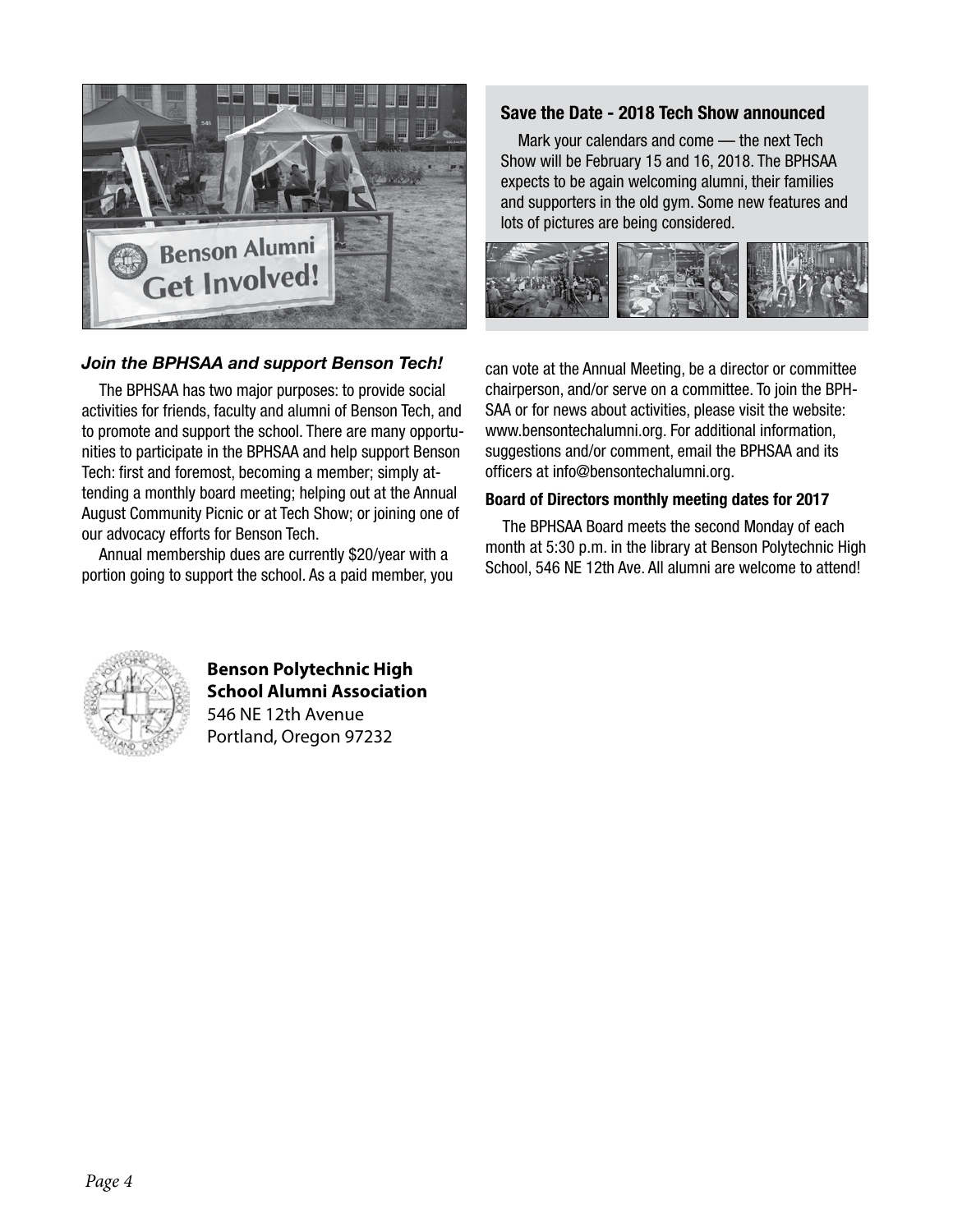Benson Alumni Get Involved!

## Save the Date - 2018 Tech Show announced

Mark your calendars and come — the next Tech Show will be February 15 and 16, 2018. The BPHSAA expects to be again welcoming alumni, their families and supporters in the old gym. Some new features and lots of pictures are being considered.

### *Join the BPHSAA and support Benson Tech!*

The BPHSAA has two major purposes: to provide social activities for friends, faculty and alumni of Benson Tech, and to promote and support the school. There are many opportunities to participate in the BPHSAA and help support Benson Tech: first and foremost, becoming a member; simply attending a monthly board meeting; helping out at the Annual August Community Picnic or at Tech Show; or joining one of our advocacy efforts for Benson Tech.

Annual membership dues are currently $20/year with a portion going to support the school. As a paid member, you can vote at the Annual Meeting, be a director or committee chairperson, and/or serve on a committee. To join the BPHSAA or for news about activities, please visit the website: www.bensontechalumni.org. For additional information, suggestions and/or comment, email the BPHSAA and its officers at info@bensontechalumni.org.

### Board of Directors monthly meeting dates for 2017

The BPHSAA Board meets the second Monday of each month at 5:30 p.m. in the library at Benson Polytechnic High School, 546 NE 12th Ave. All alumni are welcome to attend!

**Benson Polytechnic High School Alumni Association**
546 NE 12th Avenue
Portland, Oregon 97232